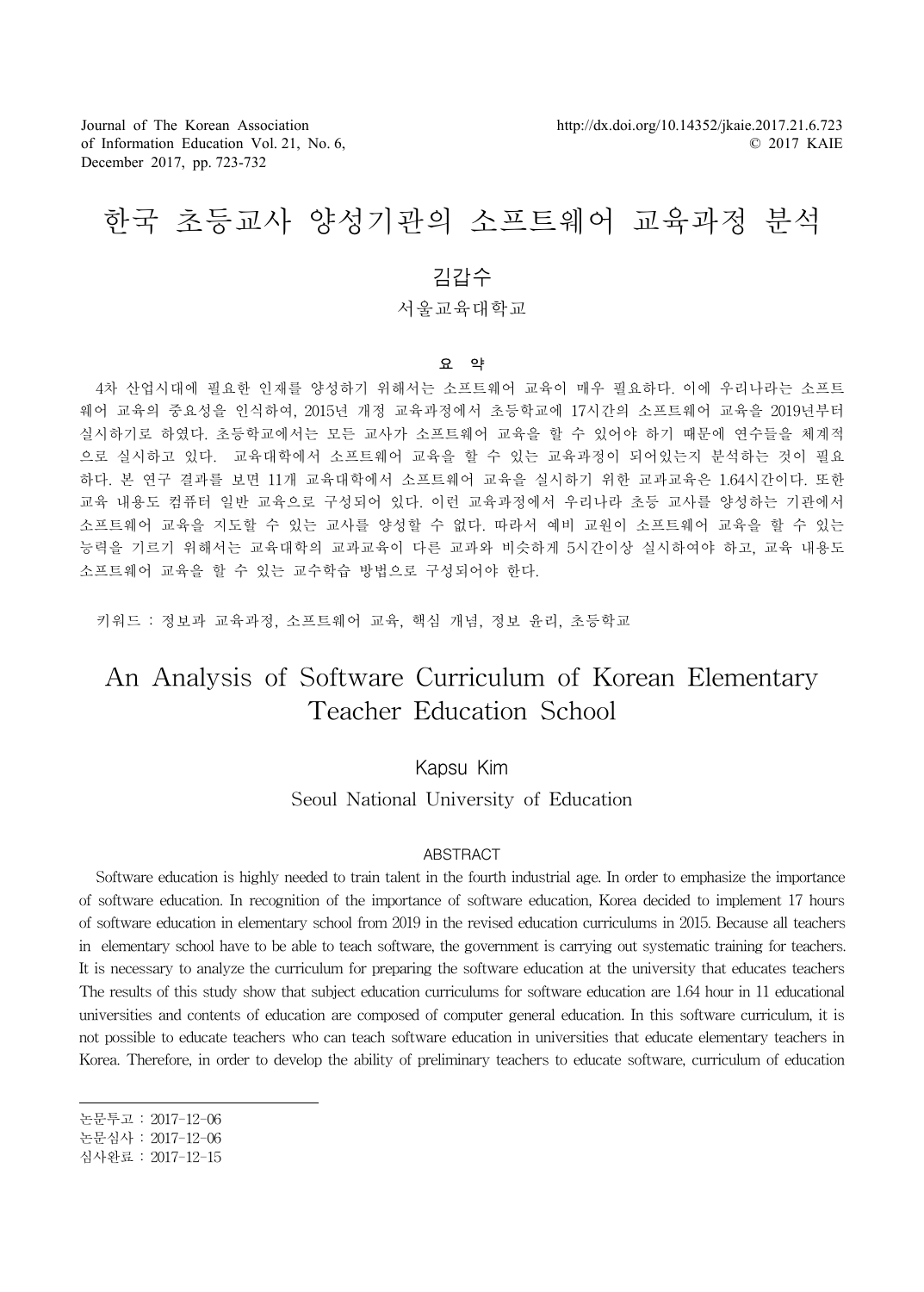# 한국 초등교사 양성기관의 소프트웨어 교육과정 분석

김갑수

서울교육대학교

## 요 약

4차 산업시대에 필요한 인재를 양성하기 위해서는 소프트웨어 교육이 매우 필요하다. 이에 우리나라는 소프트웨어 교육의 중요성을 인식하여, 2015년 개정 교육과정에서 초등학교에 17시간의 소프트웨어 교육을 2019년부터 실시하기로 하였다. 초등학교에서는 모든 교사가 소프트웨어 교육을 할 수 있어야 하기 때문에 연수들을 체계적으로 실시하고 있다. 교육대학에서 소프트웨어 교육을 할 수 있는 교육과정이 되어있는지 분석하는 것이 필요하다. 본 연구 결과를 보면 11개 교육대학에서 소프트웨어 교육을 실시하기 위한 교과교육은 1.64시간이다. 또한 교육 내용도 컴퓨터 일반 교육으로 구성되어 있다. 이런 교육과정에서 우리나라 초등 교사를 양성하는 기관에서 소프트웨어 교육을 지도할 수 있는 교사를 양성할 수 없다. 따라서 예비 교원이 소프트웨어 교육을 할 수 있는 능력을 기르기 위해서는 교육대학의 교과교육이 다른 교과와 비슷하게 5시간이상 실시하여야 하고, 교육 내용도 소프트웨어 교육을 할 수 있는 교수학습 방법으로 구성되어야 한다.

키워드 : 정보과 교육과정, 소프트웨어 교육, 핵심 개념, 정보 윤리, 초등학교

# An Analysis of Software Curriculum of Korean Elementary Teacher Education School

Kapsu Kim

Seoul National University of Education

## ABSTRACT

Software education is highly needed to train talent in the fourth industrial age. In order to emphasize the importance of software education. In recognition of the importance of software education, Korea decided to implement 17 hours of software education in elementary school from 2019 in the revised education curriculums in 2015. Because all teachers in elementary school have to be able to teach software, the government is carrying out systematic training for teachers. It is necessary to analyze the curriculum for preparing the software education at the university that educates teachers The results of this study show that subject education curriculums for software education are 1.64 hour in 11 educational universities and contents of education are composed of computer general education. In this software curriculum, it is not possible to educate teachers who can teach software education in universities that educate elementary teachers in Korea. Therefore, in order to develop the ability of preliminary teachers to educate software, curriculum of education

논문투고 : 2017-12-06
논문심사 : 2017-12-06
심사완료 : 2017-12-15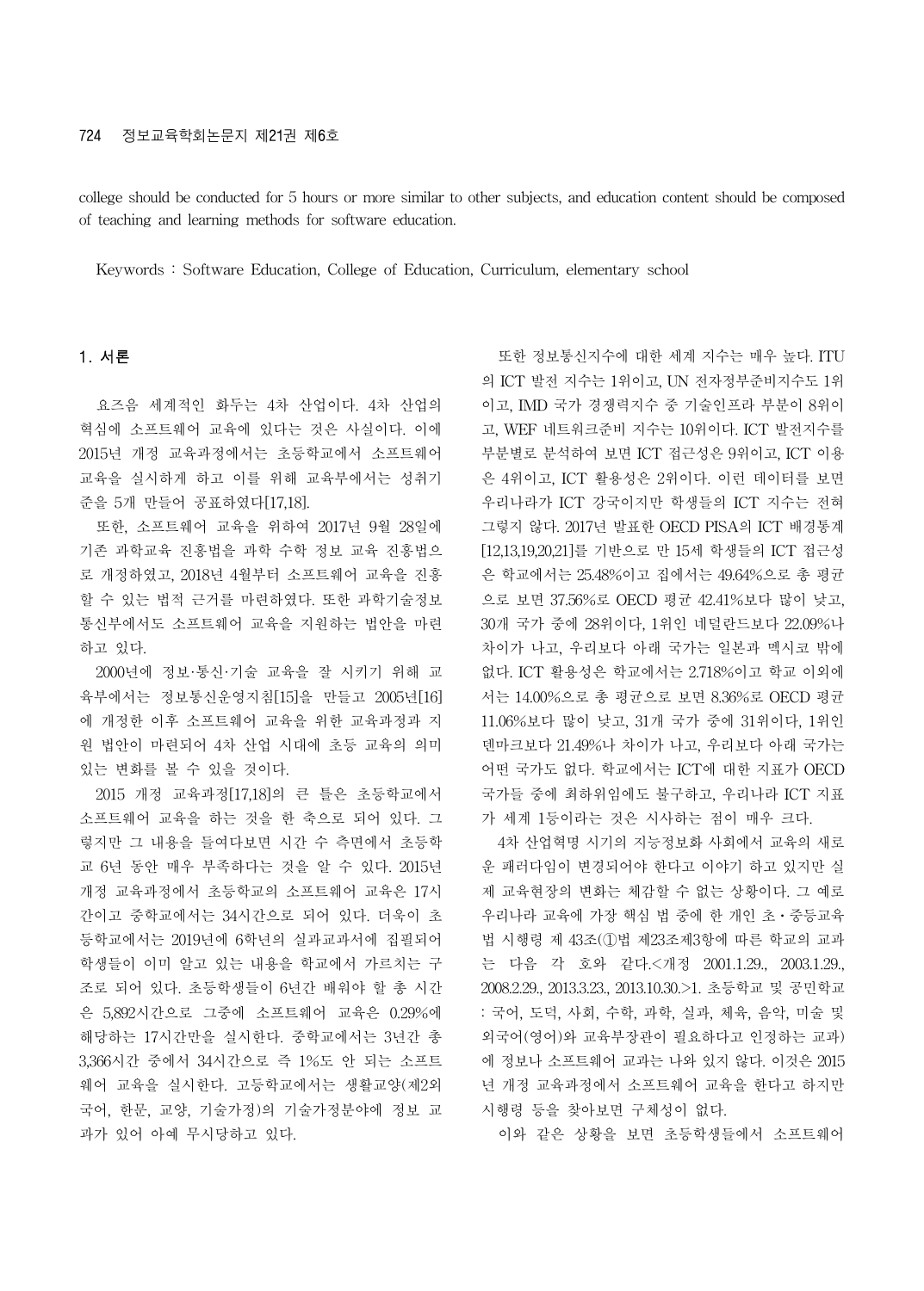college should be conducted for 5 hours or more similar to other subjects, and education content should be composed of teaching and learning methods for software education.

Keywords : Software Education, College of Education, Curriculum, elementary school

## 1. 서론

요즈음 세계적인 화두는 4차 산업이다. 4차 산업의 혁심에 소프트웨어 교육에 있다는 것은 사실이다. 이에 2015년 개정 교육과정에서는 초등학교에서 소프트웨어 교육을 실시하게 하고 이를 위해 교육부에서는 성취기준을 5개 만들어 공표하였다[17,18].

또한, 소프트웨어 교육을 위하여 2017년 9월 28일에 기존 과학교육 진흥법을 과학 수학 정보 교육 진흥법으로 개정하였고, 2018년 4월부터 소프트웨어 교육을 진흥할 수 있는 법적 근거를 마련하였다. 또한 과학기술정보통신부에서도 소프트웨어 교육을 지원하는 법안을 마련하고 있다.

2000년에 정보·통신·기술 교육을 잘 시키기 위해 교육부에서는 정보통신운영지침[15]을 만들고 2005년[16]에 개정한 이후 소프트웨어 교육을 위한 교육과정과 지원 법안이 마련되어 4차 산업 시대에 초등 교육의 의미있는 변화를 볼 수 있을 것이다.

2015 개정 교육과정[17,18]의 큰 틀은 초등학교에서 소프트웨어 교육을 하는 것을 한 축으로 되어 있다. 그렇지만 그 내용을 들여다보면 시간 수 측면에서 초등학교 6년 동안 매우 부족하다는 것을 알 수 있다. 2015년 개정 교육과정에서 초등학교의 소프트웨어 교육은 17시간이고 중학교에서는 34시간으로 되어 있다. 더욱이 초등학교에서는 2019년에 6학년의 실과교과서에 집필되어 학생들이 이미 알고 있는 내용을 학교에서 가르치는 구조로 되어 있다. 초등학생들이 6년간 배워야 할 총 시간은 5,892시간으로 그중에 소프트웨어 교육은 0.29%에 해당하는 17시간만을 실시한다. 중학교에서는 3년간 총 3,366시간 중에서 34시간으로 즉 1%도 안 되는 소프트웨어 교육을 실시한다. 고등학교에서는 생활교양(제2외국어, 한문, 교양, 기술가정)의 기술가정분야에 정보 교과가 있어 아예 무시당하고 있다.

또한 정보통신지수에 대한 세계 지수는 매우 높다. ITU의 ICT 발전 지수는 1위이고, UN 전자정부준비지수도 1위이고, IMD 국가 경쟁력지수 중 기술인프라 부분이 8위이고, WEF 네트워크준비 지수는 10위이다. ICT 발전지수를 부분별로 분석하여 보면 ICT 접근성은 9위이고, ICT 이용은 4위이고, ICT 활용성은 2위이다. 이런 데이터를 보면 우리나라가 ICT 강국이지만 학생들의 ICT 지수는 전혀 그렇지 않다. 2017년 발표한 OECD PISA의 ICT 배경통계[12,13,19,20,21]를 기반으로 만 15세 학생들의 ICT 접근성은 학교에서는 25.48%이고 집에서는 49.64%으로 총 평균으로 보면 37.56%로 OECD 평균 42.41%보다 많이 낮고, 30개 국가 중에 28위이다, 1위인 네덜란드보다 22.09%나 차이가 나고, 우리보다 아래 국가는 일본과 멕시코 밖에 없다. ICT 활용성은 학교에서는 2.718%이고 학교 이외에서는 14.00%으로 총 평균으로 보면 8.36%로 OECD 평균 11.06%보다 많이 낮고, 31개 국가 중에 31위이다, 1위인 덴마크보다 21.49%나 차이가 나고, 우리보다 아래 국가는 어떤 국가도 없다. 학교에서는 ICT에 대한 지표가 OECD 국가들 중에 최하위임에도 불구하고, 우리나라 ICT 지표가 세계 1등이라는 것은 시사하는 점이 매우 크다.

4차 산업혁명 시기의 지능정보화 사회에서 교육의 새로운 패러다임이 변경되어야 한다고 이야기 하고 있지만 실제 교육현장의 변화는 체감할 수 없는 상황이다. 그 예로 우리나라 교육에 가장 핵심 법 중에 한 개인 초·중등교육법 시행령 제 43조(①법 제23조제3항에 따른 학교의 교과는 다음 각 호와 같다.<개정 2001.1.29., 2003.1.29., 2008.2.29., 2013.3.23., 2013.10.30.>1. 초등학교 및 공민학교 : 국어, 도덕, 사회, 수학, 과학, 실과, 체육, 음악, 미술 및 외국어(영어)와 교육부장관이 필요하다고 인정하는 교과)에 정보나 소프트웨어 교과는 나와 있지 않다. 이것은 2015년 개정 교육과정에서 소프트웨어 교육을 한다고 하지만 시행령 등을 찾아보면 구체성이 없다.

이와 같은 상황을 보면 초등학생들에서 소프트웨어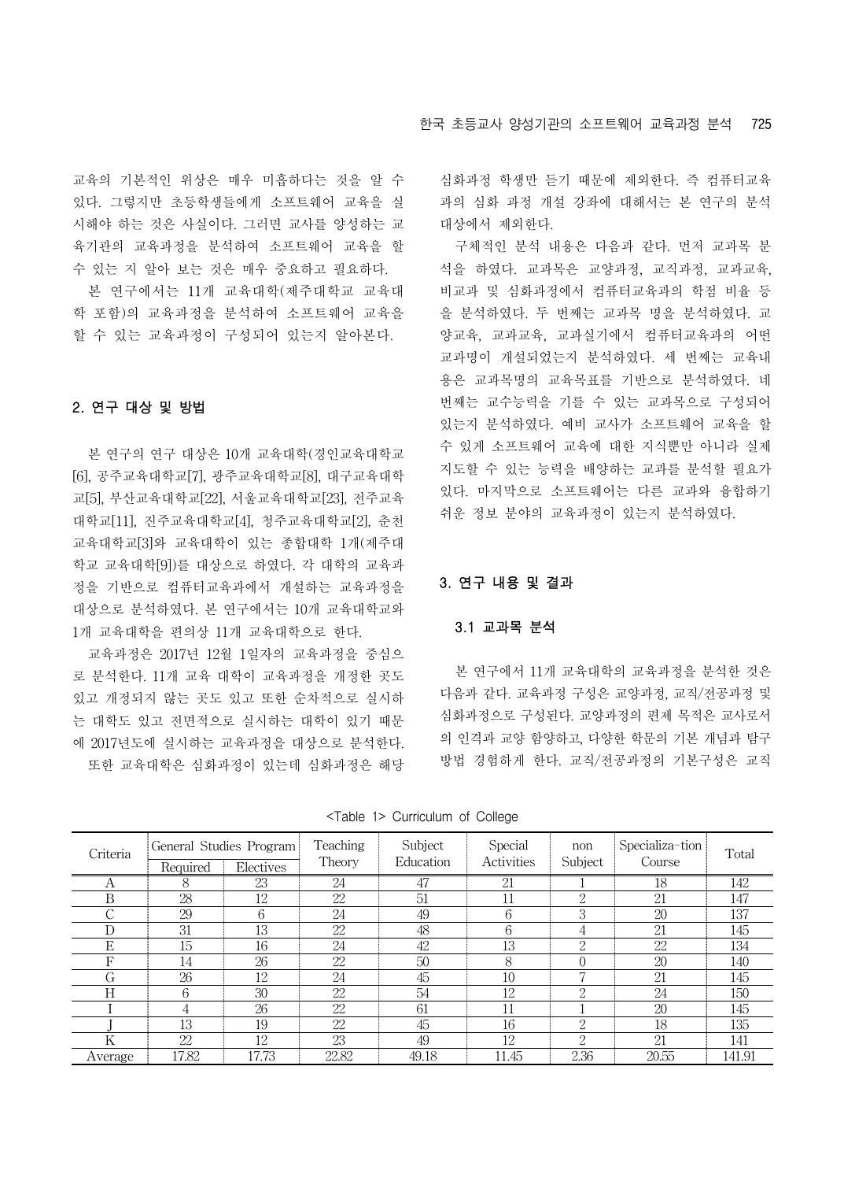교육의 기본적인 위상은 매우 미흡하다는 것을 알 수 있다. 그렇지만 초등학생들에게 소프트웨어 교육을 실시해야 하는 것은 사실이다. 그러면 교사를 양성하는 교육기관의 교육과정을 분석하여 소프트웨어 교육을 할 수 있는 지 알아 보는 것은 매우 중요하고 필요하다.

본 연구에서는 11개 교육대학(제주대학교 교육대학 포함)의 교육과정을 분석하여 소프트웨어 교육을 할 수 있는 교육과정이 구성되어 있는지 알아본다.

## 2. 연구 대상 및 방법

본 연구의 연구 대상은 10개 교육대학(경인교육대학교[6], 공주교육대학교[7], 광주교육대학교[8], 대구교육대학교[5], 부산교육대학교[22], 서울교육대학교[23], 전주교육대학교[11], 진주교육대학교[4], 청주교육대학교[2], 춘천교육대학교[3]와 교육대학이 있는 종합대학 1개(제주대학교 교육대학[9])를 대상으로 하였다. 각 대학의 교육과정을 기반으로 컴퓨터교육과에서 개설하는 교육과정을 대상으로 분석하였다. 본 연구에서는 10개 교육대학교와 1개 교육대학을 편의상 11개 교육대학으로 한다.

교육과정은 2017년 12월 1일자의 교육과정을 중심으로 분석한다. 11개 교육 대학이 교육과정을 개정한 곳도 있고 개정되지 않는 곳도 있고 또한 순차적으로 실시하는 대학도 있고 전면적으로 실시하는 대학이 있기 때문에 2017년도에 실시하는 교육과정을 대상으로 분석한다.

또한 교육대학은 심화과정이 있는데 심화과정은 해당 심화과정 학생만 듣기 때문에 제외한다. 즉 컴퓨터교육과의 심화 과정 개설 강좌에 대해서는 본 연구의 분석 대상에서 제외한다.

구체적인 분석 내용은 다음과 같다. 먼저 교과목 분석을 하였다. 교과목은 교양과정, 교직과정, 교과교육, 비교과 및 심화과정에서 컴퓨터교육과의 학점 비율 등을 분석하였다. 두 번째는 교과목 명을 분석하였다. 교양교육, 교과교육, 교과실기에서 컴퓨터교육과의 어떤 교과명이 개설되었는지 분석하였다. 세 번째는 교육내용은 교과목명의 교육목표를 기반으로 분석하였다. 네 번째는 교수능력을 기를 수 있는 교과목으로 구성되어 있는지 분석하였다. 예비 교사가 소프트웨어 교육을 할 수 있게 소프트웨어 교육에 대한 지식뿐만 아니라 실제 지도할 수 있는 능력을 배양하는 교과를 분석할 필요가 있다. 마지막으로 소프트웨어는 다른 교과와 융합하기 쉬운 정보 분야의 교육과정이 있는지 분석하였다.

## 3. 연구 내용 및 결과

### 3.1 교과목 분석

본 연구에서 11개 교육대학의 교육과정을 분석한 것은 다음과 같다. 교육과정 구성은 교양과정, 교직/전공과정 및 심화과정으로 구성된다. 교양과정의 편제 목적은 교사로서의 인격과 교양 함양하고, 다양한 학문의 기본 개념과 탐구 방법 경험하게 한다. 교직/전공과정의 기본구성은 교직

<Table 1> Curriculum of College

| Criteria | General Studies Program | | Teaching Theory | Subject Education | Special Activities | non Subject | Specialization Course | Total |
|---|---|---|---|---|---|---|---|---|
| | Required | Electives | | | | | | |
| A | 8 | 23 | 24 | 47 | 21 | 1 | 18 | 142 |
| B | 28 | 12 | 22 | 51 | 11 | 2 | 21 | 147 |
| C | 29 | 6 | 24 | 49 | 6 | 3 | 20 | 137 |
| D | 31 | 13 | 22 | 48 | 6 | 4 | 21 | 145 |
| E | 15 | 16 | 24 | 42 | 13 | 2 | 22 | 134 |
| F | 14 | 26 | 22 | 50 | 8 | 0 | 20 | 140 |
| G | 26 | 12 | 24 | 45 | 10 | 7 | 21 | 145 |
| H | 6 | 30 | 22 | 54 | 12 | 2 | 24 | 150 |
| I | 4 | 26 | 22 | 61 | 11 | 1 | 20 | 145 |
| J | 13 | 19 | 22 | 45 | 16 | 2 | 18 | 135 |
| K | 22 | 12 | 23 | 49 | 12 | 2 | 21 | 141 |
| Average | 17.82 | 17.73 | 22.82 | 49.18 | 11.45 | 2.36 | 20.55 | 141.91 |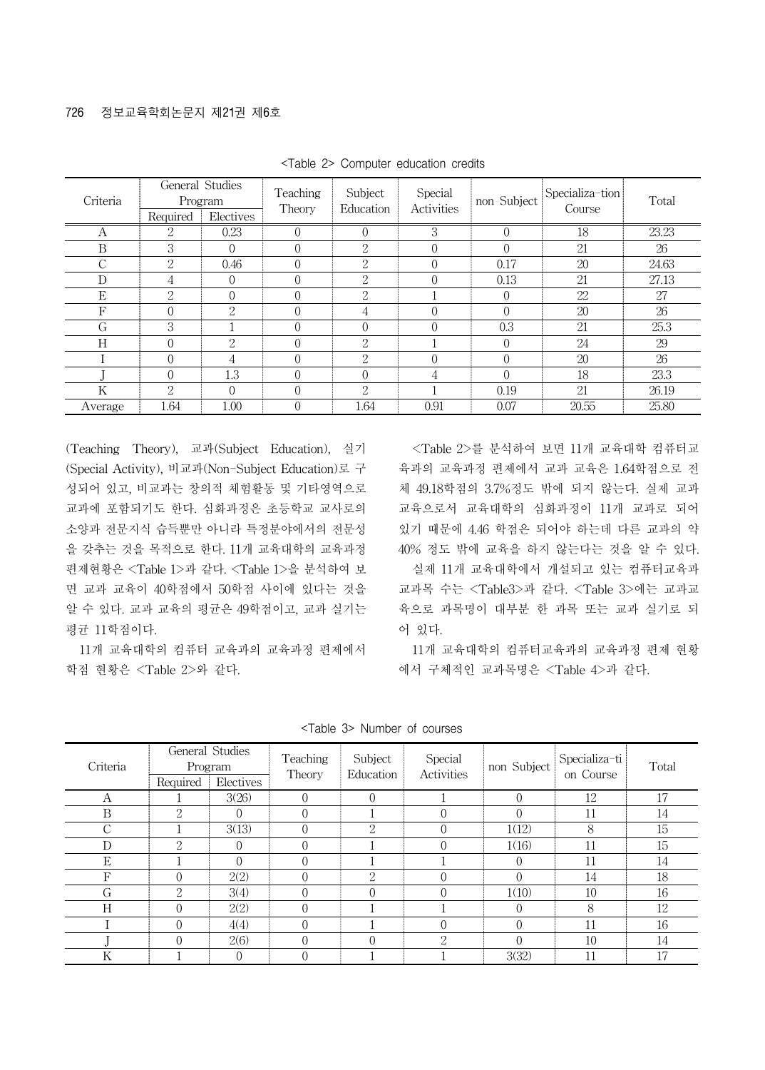<Table 2> Computer education credits

| Criteria | General Studies Program | | Teaching Theory | Subject Education | Special Activities | non Subject | Specializa-tion Course | Total |
|---|---|---|---|---|---|---|---|---|
| | Required | Electives | | | | | | |
| A | 2 | 0.23 | 0 | 0 | 3 | 0 | 18 | 23.23 |
| B | 3 | 0 | 0 | 2 | 0 | 0 | 21 | 26 |
| C | 2 | 0.46 | 0 | 2 | 0 | 0.17 | 20 | 24.63 |
| D | 4 | 0 | 0 | 2 | 0 | 0.13 | 21 | 27.13 |
| E | 2 | 0 | 0 | 2 | 1 | 0 | 22 | 27 |
| F | 0 | 2 | 0 | 4 | 0 | 0 | 20 | 26 |
| G | 3 | 1 | 0 | 0 | 0 | 0.3 | 21 | 25.3 |
| H | 0 | 2 | 0 | 2 | 1 | 0 | 24 | 29 |
| I | 0 | 4 | 0 | 2 | 0 | 0 | 20 | 26 |
| J | 0 | 1.3 | 0 | 0 | 4 | 0 | 18 | 23.3 |
| K | 2 | 0 | 0 | 2 | 1 | 0.19 | 21 | 26.19 |
| Average | 1.64 | 1.00 | 0 | 1.64 | 0.91 | 0.07 | 20.55 | 25.80 |

(Teaching Theory), 교과(Subject Education), 실기(Special Activity), 비교과(Non-Subject Education)로 구성되어 있고, 비교과는 창의적 체험활동 및 기타영역으로 교과에 포함되기도 한다. 심화과정은 초등학교 교사로의 소양과 전문지식 습득뿐만 아니라 특정분야에서의 전문성을 갖추는 것을 목적으로 한다. 11개 교육대학의 교육과정 편제현황은 <Table 1>과 같다. <Table 1>을 분석하여 보면 교과 교육이 40학점에서 50학점 사이에 있다는 것을 알 수 있다. 교과 교육의 평균은 49학점이고, 교과 실기는 평균 11학점이다.

11개 교육대학의 컴퓨터 교육과의 교육과정 편제에서 학점 현황은 <Table 2>와 같다.

<Table 2>를 분석하여 보면 11개 교육대학 컴퓨터교육과의 교육과정 편제에서 교과 교육은 1.64학점으로 전체 49.18학점의 3.7%정도 밖에 되지 않는다. 실제 교과 교육으로서 교육대학의 심화과정이 11개 교과로 되어 있기 때문에 4.46 학점은 되어야 하는데 다른 교과의 약 40% 정도 밖에 교육을 하지 않는다는 것을 알 수 있다.

실제 11개 교육대학에서 개설되고 있는 컴퓨터교육과 교과목 수는 <Table3>과 같다. <Table 3>에는 교과교육으로 과목명이 대부분 한 과목 또는 교과 실기로 되어 있다.

11개 교육대학의 컴퓨터교육과의 교육과정 편제 현황에서 구체적인 교과목명은 <Table 4>과 같다.

<Table 3> Number of courses

| Criteria | General Studies Program | | Teaching Theory | Subject Education | Special Activities | non Subject | Specializa-tion Course | Total |
|---|---|---|---|---|---|---|---|---|
| | Required | Electives | | | | | | |
| A | 1 | 3(26) | 0 | 0 | 1 | 0 | 12 | 17 |
| B | 2 | 0 | 0 | 1 | 0 | 0 | 11 | 14 |
| C | 1 | 3(13) | 0 | 2 | 0 | 1(12) | 8 | 15 |
| D | 2 | 0 | 0 | 1 | 0 | 1(16) | 11 | 15 |
| E | 1 | 0 | 0 | 1 | 1 | 0 | 11 | 14 |
| F | 0 | 2(2) | 0 | 2 | 0 | 0 | 14 | 18 |
| G | 2 | 3(4) | 0 | 0 | 0 | 1(10) | 10 | 16 |
| H | 0 | 2(2) | 0 | 1 | 1 | 0 | 8 | 12 |
| I | 0 | 4(4) | 0 | 1 | 0 | 0 | 11 | 16 |
| J | 0 | 2(6) | 0 | 0 | 2 | 0 | 10 | 14 |
| K | 1 | 0 | 0 | 1 | 1 | 3(32) | 11 | 17 |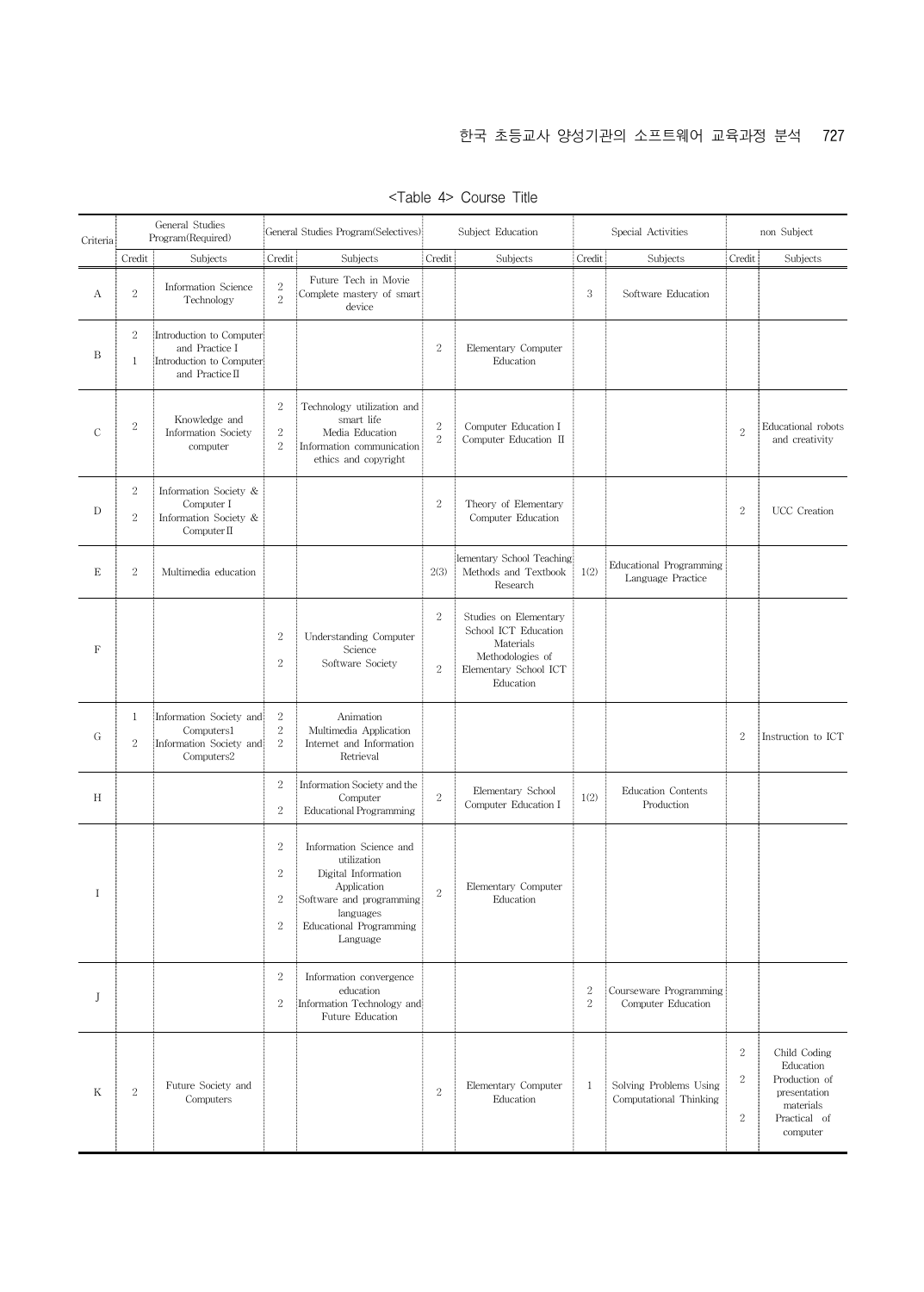<Table 4> Course Title

| Criteria | General Studies Program(Required) | | General Studies Program(Selectives) | | Subject Education | | Special Activities | | non Subject | |
|---|---|---|---|---|---|---|---|---|---|---|
| | Credit | Subjects | Credit | Subjects | Credit | Subjects | Credit | Subjects | Credit | Subjects |
| A | 2 | Information Science Technology | 2<br>2 | Future Tech in Movie<br>Complete mastery of smart device | | | 3 | Software Education | | |
| B | 2<br>1 | Introduction to Computer and Practice I<br>Introduction to Computer and Practice II | | | 2 | Elementary Computer Education | | | | |
| C | 2 | Knowledge and Information Society computer | 2<br>2<br>2 | Technology utilization and smart life<br>Media Education<br>Information communication ethics and copyright | 2<br>2 | Computer Education I<br>Computer Education II | | | 2 | Educational robots and creativity |
| D | 2<br>2 | Information Society & Computer I<br>Information Society & Computer II | | | 2 | Theory of Elementary Computer Education | | | 2 | UCC Creation |
| E | 2 | Multimedia education | | | 2(3) | lementary School Teaching Methods and Textbook Research | 1(2) | Educational Programming Language Practice | | |
| F | | | 2<br>2 | Understanding Computer Science<br>Software Society | 2<br>2 | Studies on Elementary School ICT Education Materials<br>Methodologies of Elementary School ICT Education | | | | |
| G | 1<br>2 | Information Society and Computers1<br>Information Society and Computers2 | 2<br>2<br>2 | Animation<br>Multimedia Application<br>Internet and Information Retrieval | | | | | 2 | Instruction to ICT |
| H | | | 2<br>2 | Information Society and the Computer<br>Educational Programming | 2 | Elementary School Computer Education I | 1(2) | Education Contents Production | | |
| I | | | 2<br>2<br>2<br>2 | Information Science and utilization<br>Digital Information Application<br>Software and programming languages<br>Educational Programming Language | 2 | Elementary Computer Education | | | | |
| J | | | 2<br>2 | Information convergence education<br>Information Technology and Future Education | | | 2<br>2 | Courseware Programming<br>Computer Education | | |
| K | 2 | Future Society and Computers | | | 2 | Elementary Computer Education | 1 | Solving Problems Using Computational Thinking | 2<br>2<br>2 | Child Coding Education<br>Production of presentation materials<br>Practical of computer |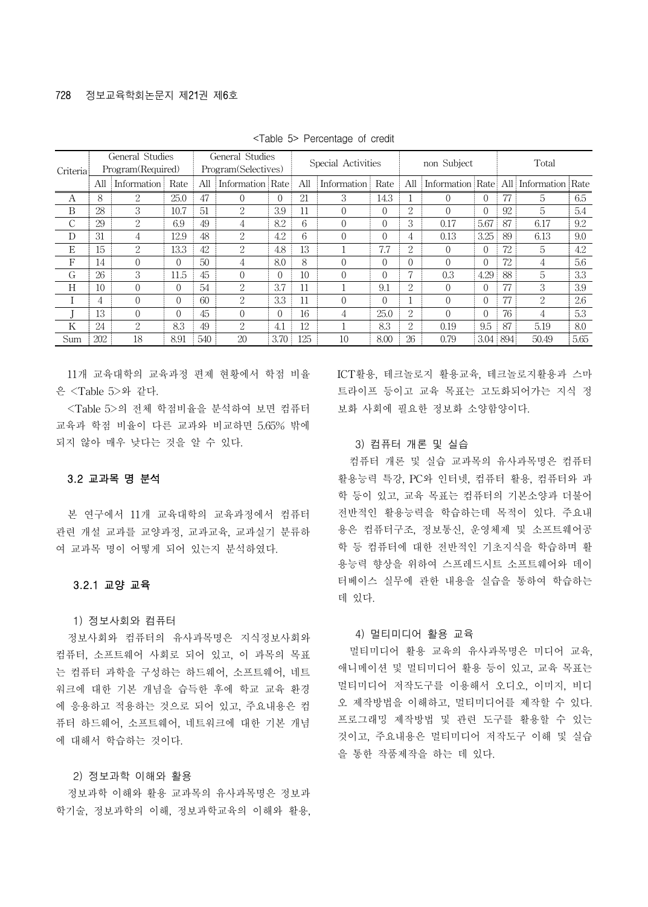<Table 5> Percentage of credit

| Criteria | General Studies Program(Required) | | | General Studies Program(Selectives) | | | Special Activities | | | non Subject | | | Total | | |
|---|---|---|---|---|---|---|---|---|---|---|---|---|---|---|---|
| | All | Information | Rate | All | Information | Rate | All | Information | Rate | All | Information | Rate | All | Information | Rate |
| A | 8 | 2 | 25.0 | 47 | 0 | 0 | 21 | 3 | 14.3 | 1 | 0 | 0 | 77 | 5 | 6.5 |
| B | 28 | 3 | 10.7 | 51 | 2 | 3.9 | 11 | 0 | 0 | 2 | 0 | 0 | 92 | 5 | 5.4 |
| C | 29 | 2 | 6.9 | 49 | 4 | 8.2 | 6 | 0 | 0 | 3 | 0.17 | 5.67 | 87 | 6.17 | 9.2 |
| D | 31 | 4 | 12.9 | 48 | 2 | 4.2 | 6 | 0 | 0 | 4 | 0.13 | 3.25 | 89 | 6.13 | 9.0 |
| E | 15 | 2 | 13.3 | 42 | 2 | 4.8 | 13 | 1 | 7.7 | 2 | 0 | 0 | 72 | 5 | 4.2 |
| F | 14 | 0 | 0 | 50 | 4 | 8.0 | 8 | 0 | 0 | 0 | 0 | 0 | 72 | 4 | 5.6 |
| G | 26 | 3 | 11.5 | 45 | 0 | 0 | 10 | 0 | 0 | 7 | 0.3 | 4.29 | 88 | 5 | 3.3 |
| H | 10 | 0 | 0 | 54 | 2 | 3.7 | 11 | 1 | 9.1 | 2 | 0 | 0 | 77 | 3 | 3.9 |
| I | 4 | 0 | 0 | 60 | 2 | 3.3 | 11 | 0 | 0 | 1 | 0 | 0 | 77 | 2 | 2.6 |
| J | 13 | 0 | 0 | 45 | 0 | 0 | 16 | 4 | 25.0 | 2 | 0 | 0 | 76 | 4 | 5.3 |
| K | 24 | 2 | 8.3 | 49 | 2 | 4.1 | 12 | 1 | 8.3 | 2 | 0.19 | 9.5 | 87 | 5.19 | 8.0 |
| Sum | 202 | 18 | 8.91 | 540 | 20 | 3.70 | 125 | 10 | 8.00 | 26 | 0.79 | 3.04 | 894 | 50.49 | 5.65 |

11개 교육대학의 교육과정 편제 현황에서 학점 비율은 <Table 5>와 같다.

<Table 5>의 전체 학점비율을 분석하여 보면 컴퓨터 교육과 학점 비율이 다른 교과와 비교하면 5.65% 밖에 되지 않아 매우 낮다는 것을 알 수 있다.

### 3.2 교과목 명 분석

본 연구에서 11개 교육대학의 교육과정에서 컴퓨터 관련 개설 교과를 교양과정, 교과교육, 교과실기 분류하여 교과목 명이 어떻게 되어 있는지 분석하였다.

#### 3.2.1 교양 교육

1) 정보사회와 컴퓨터

정보사회와 컴퓨터의 유사과목명은 지식정보사회와 컴퓨터, 소프트웨어 사회로 되어 있고, 이 과목의 목표는 컴퓨터 과학을 구성하는 하드웨어, 소프트웨어, 네트워크에 대한 기본 개념을 습득한 후에 학교 교육 환경에 응용하고 적용하는 것으로 되어 있고, 주요내용은 컴퓨터 하드웨어, 소프트웨어, 네트워크에 대한 기본 개념에 대해서 학습하는 것이다.

2) 정보과학 이해와 활용

정보과학 이해와 활용 교과목의 유사과목명은 정보과학기술, 정보과학의 이해, 정보과학교육의 이해와 활용, ICT활용, 테크놀로지 활용교육, 테크놀로지활용과 스마트라이프 등이고 교육 목표는 고도화되어가는 지식 정보화 사회에 필요한 정보화 소양함양이다.

3) 컴퓨터 개론 및 실습

컴퓨터 개론 및 실습 교과목의 유사과목명은 컴퓨터 활용능력 특강, PC와 인터넷, 컴퓨터 활용, 컴퓨터와 과학 등이 있고, 교육 목표는 컴퓨터의 기본소양과 더불어 전반적인 활용능력을 학습하는데 목적이 있다. 주요내용은 컴퓨터구조, 정보통신, 운영체제 및 소프트웨어공학 등 컴퓨터에 대한 전반적인 기초지식을 학습하며 활용능력 향상을 위하여 스프레드시트 소프트웨어와 데이터베이스 실무에 관한 내용을 실습을 통하여 학습하는데 있다.

4) 멀티미디어 활용 교육

멀티미디어 활용 교육의 유사과목명은 미디어 교육, 애니메이션 및 멀티미디어 활용 등이 있고, 교육 목표는 멀티미디어 저작도구를 이용해서 오디오, 이미지, 비디오 제작방법을 이해하고, 멀티미디어를 제작할 수 있다. 프로그래밍 제작방법 및 관련 도구를 활용할 수 있는 것이고, 주요내용은 멀티미디어 저작도구 이해 및 실습을 통한 작품제작을 하는 데 있다.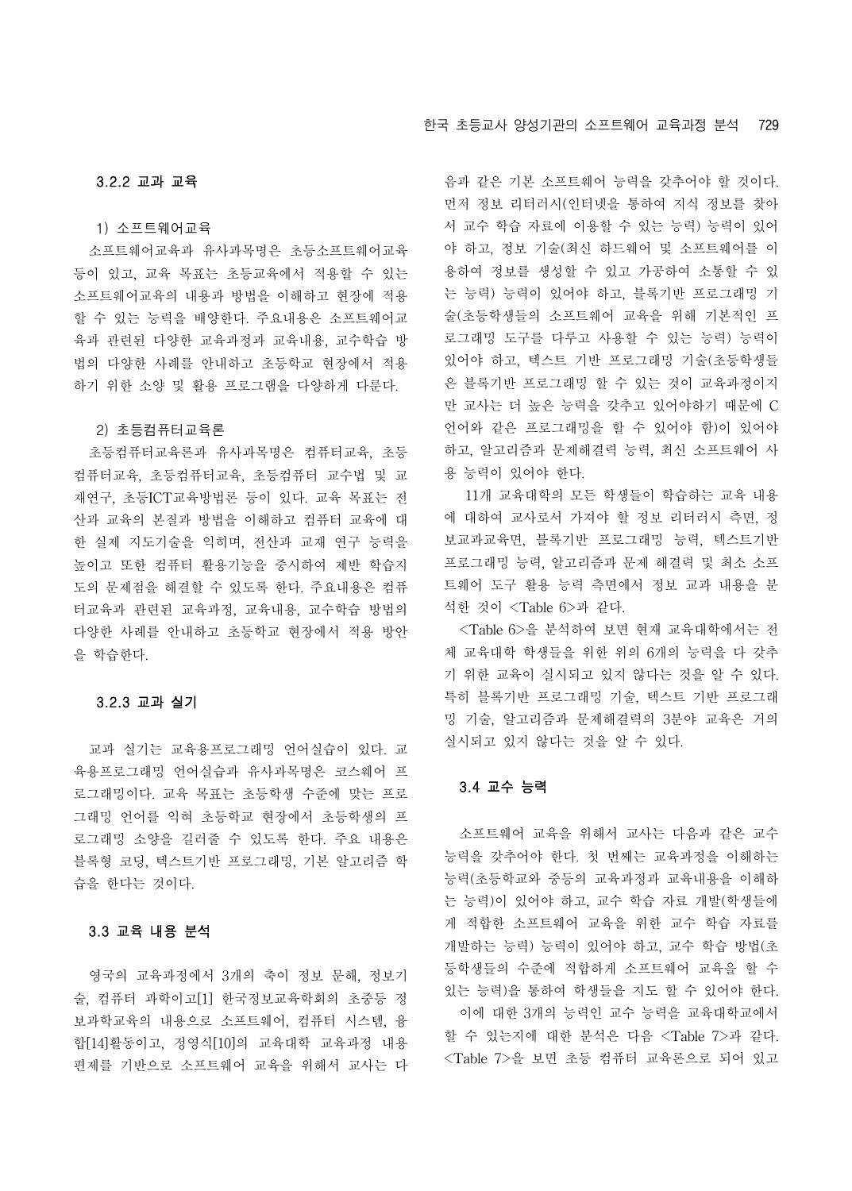#### 3.2.2 교과 교육

1) 소프트웨어교육

소프트웨어교육과 유사과목명은 초등소프트웨어교육 등이 있고, 교육 목표는 초등교육에서 적용할 수 있는 소프트웨어교육의 내용과 방법을 이해하고 현장에 적용할 수 있는 능력을 배양한다. 주요내용은 소프트웨어교육과 관련된 다양한 교육과정과 교육내용, 교수학습 방법의 다양한 사례를 안내하고 초등학교 현장에서 적용하기 위한 소양 및 활용 프로그램을 다양하게 다룬다.

2) 초등컴퓨터교육론

초등컴퓨터교육론과 유사과목명은 컴퓨터교육, 초등컴퓨터교육, 초등컴퓨터교육, 초등컴퓨터 교수법 및 교재연구, 초등ICT교육방법론 등이 있다. 교육 목표는 전산과 교육의 본질과 방법을 이해하고 컴퓨터 교육에 대한 실제 지도기술을 익히며, 전산과 교재 연구 능력을 높이고 또한 컴퓨터 활용기능을 중시하여 제반 학습지도의 문제점을 해결할 수 있도록 한다. 주요내용은 컴퓨터교육과 관련된 교육과정, 교육내용, 교수학습 방법의 다양한 사례를 안내하고 초등학교 현장에서 적용 방안을 학습한다.

#### 3.2.3 교과 실기

교과 실기는 교육용프로그래밍 언어실습이 있다. 교육용프로그래밍 언어실습과 유사과목명은 코스웨어 프로그래밍이다. 교육 목표는 초등학생 수준에 맞는 프로그래밍 언어를 익혀 초등학교 현장에서 초등학생의 프로그래밍 소양을 길러줄 수 있도록 한다. 주요 내용은 블록형 코딩, 텍스트기반 프로그래밍, 기본 알고리즘 학습을 한다는 것이다.

### 3.3 교육 내용 분석

영국의 교육과정에서 3개의 축이 정보 문해, 정보기술, 컴퓨터 과학이고[1] 한국정보교육학회의 초중등 정보과학교육의 내용으로 소프트웨어, 컴퓨터 시스템, 융합[14]활동이고, 정영식[10]의 교육대학 교육과정 내용 편제를 기반으로 소프트웨어 교육을 위해서 교사는 다음과 같은 기본 소프트웨어 능력을 갖추어야 할 것이다. 먼저 정보 리터러시(인터넷을 통하여 지식 정보를 찾아서 교수 학습 자료에 이용할 수 있는 능력) 능력이 있어야 하고, 정보 기술(최신 하드웨어 및 소프트웨어를 이용하여 정보를 생성할 수 있고 가공하여 소통할 수 있는 능력) 능력이 있어야 하고, 블록기반 프로그래밍 기술(초등학생들의 소프트웨어 교육을 위해 기본적인 프로그래밍 도구를 다루고 사용할 수 있는 능력) 능력이 있어야 하고, 텍스트 기반 프로그래밍 기술(초등학생들은 블록기반 프로그래밍 할 수 있는 것이 교육과정이지만 교사는 더 높은 능력을 갖추고 있어야하기 때문에 C언어와 같은 프로그래밍을 할 수 있어야 함)이 있어야 하고, 알고리즘과 문제해결력 능력, 최신 소프트웨어 사용 능력이 있어야 한다.

11개 교육대학의 모든 학생들이 학습하는 교육 내용에 대하여 교사로서 가져야 할 정보 리터러시 측면, 정보교과교육면, 블록기반 프로그래밍 능력, 텍스트기반 프로그래밍 능력, 알고리즘과 문제 해결력 및 최소 소프트웨어 도구 활용 능력 측면에서 정보 교과 내용을 분석한 것이 <Table 6>과 같다.

<Table 6>을 분석하여 보면 현재 교육대학에서는 전체 교육대학 학생들을 위한 위의 6개의 능력을 다 갖추기 위한 교육이 실시되고 있지 않다는 것을 알 수 있다. 특히 블록기반 프로그래밍 기술, 텍스트 기반 프로그래밍 기술, 알고리즘과 문제해결력의 3분야 교육은 거의 실시되고 있지 않다는 것을 알 수 있다.

### 3.4 교수 능력

소프트웨어 교육을 위해서 교사는 다음과 같은 교수 능력을 갖추어야 한다. 첫 번째는 교육과정을 이해하는 능력(초등학교와 중등의 교육과정과 교육내용을 이해하는 능력)이 있어야 하고, 교수 학습 자료 개발(학생들에게 적합한 소프트웨어 교육을 위한 교수 학습 자료를 개발하는 능력) 능력이 있어야 하고, 교수 학습 방법(초등학생들의 수준에 적합하게 소프트웨어 교육을 할 수 있는 능력)을 통하여 학생들을 지도 할 수 있어야 한다.

이에 대한 3개의 능력인 교수 능력을 교육대학교에서 할 수 있는지에 대한 분석은 다음 <Table 7>과 같다. <Table 7>을 보면 초등 컴퓨터 교육론으로 되어 있고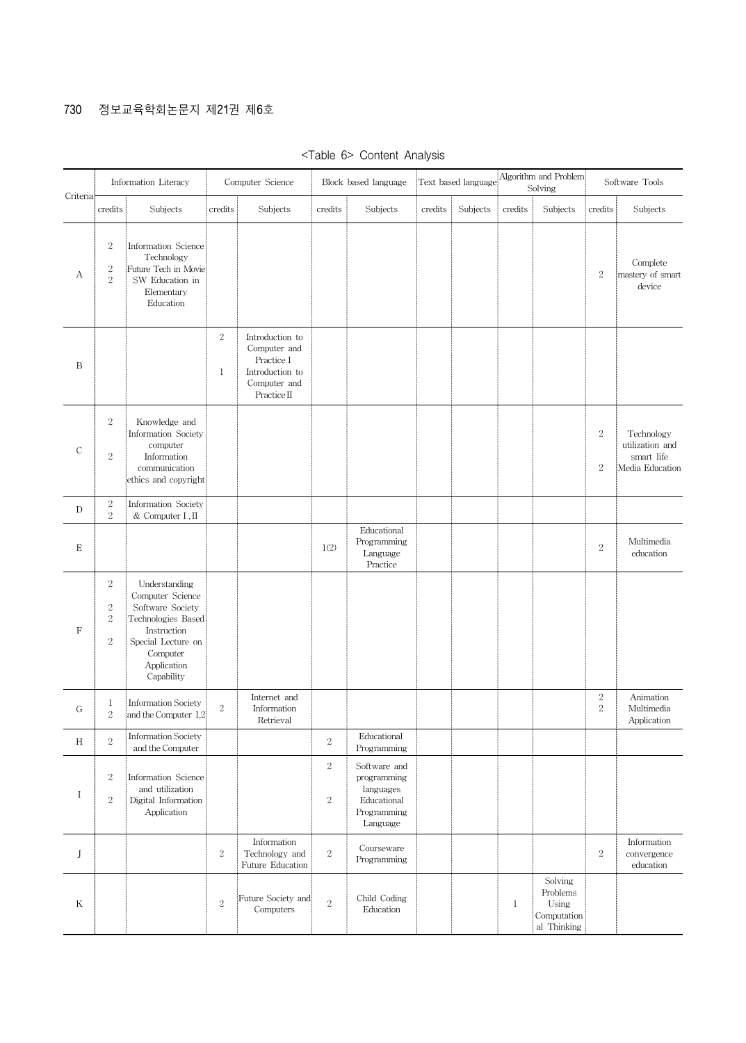<Table 6> Content Analysis

| Criteria | Information Literacy | | Computer Science | | Block based language | | Text based language | | Algorithm and Problem Solving | | Software Tools | |
|---|---|---|---|---|---|---|---|---|---|---|---|---|
| | credits | Subjects | credits | Subjects | credits | Subjects | credits | Subjects | credits | Subjects | credits | Subjects |
| A | 2<br>2<br>2 | Information Science Technology<br>Future Tech in Movie<br>SW Education in Elementary Education | | | | | | | | | 2 | Complete mastery of smart device |
| B | | | 2<br>1 | Introduction to Computer and Practice I<br>Introduction to Computer and Practice II | | | | | | | | |
| C | 2<br>2 | Knowledge and Information Society computer<br>Information communication ethics and copyright | | | | | | | | | 2<br>2 | Technology utilization and smart life<br>Media Education |
| D | 2<br>2 | Information Society & Computer I, II | | | | | | | | | | |
| E | | | | | 1(2) | Educational Programming Language Practice | | | | | 2 | Multimedia education |
| F | 2<br>2<br>2<br>2 | Understanding Computer Science<br>Software Society<br>Technologies Based Instruction<br>Special Lecture on Computer Application Capability | | | | | | | | | | |
| G | 1<br>2 | Information Society and the Computer 1,2 | 2 | Internet and Information Retrieval | | | | | | | 2<br>2 | Animation<br>Multimedia Application |
| H | 2 | Information Society and the Computer | | | 2 | Educational Programming | | | | | | |
| I | 2<br>2 | Information Science and utilization<br>Digital Information Application | | | 2<br>2 | Software and programming languages<br>Educational Programming Language | | | | | | |
| J | | | 2 | Information Technology and Future Education | 2 | Courseware Programming | | | | | 2 | Information convergence education |
| K | | | 2 | Future Society and Computers | 2 | Child Coding Education | | | 1 | Solving Problems Using Computational Thinking | | |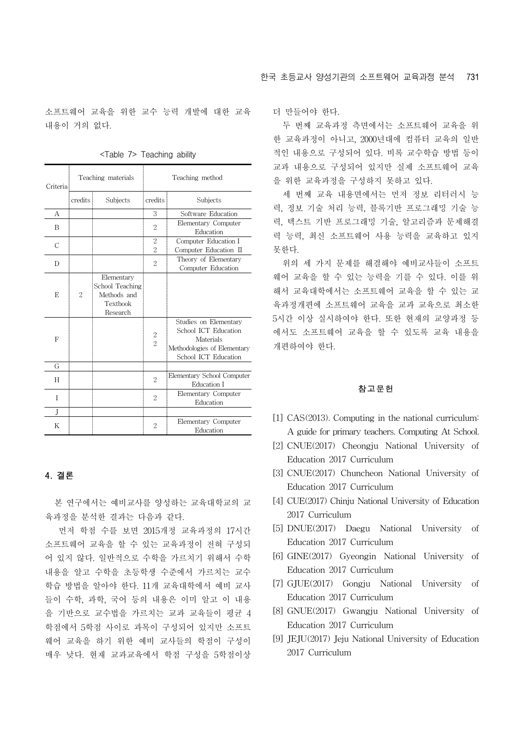소프트웨어 교육을 위한 교수 능력 개발에 대한 교육 내용이 거의 없다.

<Table 7> Teaching ability

| Criteria | Teaching materials | | Teaching method | |
|---|---|---|---|---|
| | credits | Subjects | credits | Subjects |
| A | | | 3 | Software Education |
| B | | | 2 | Elementary Computer Education |
| C | | | 2<br>2 | Computer Education I<br>Computer Education Ⅱ |
| D | | | 2 | Theory of Elementary Computer Education |
| E | 2 | Elementary School Teaching Methods and Textbook Research | | |
| F | | | 2<br>2 | Studies on Elementary School ICT Education Materials<br>Methodologies of Elementary School ICT Education |
| G | | | | |
| H | | | 2 | Elementary School Computer Education I |
| I | | | 2 | Elementary Computer Education |
| J | | | | |
| K | | | 2 | Elementary Computer Education |

## 4. 결론

본 연구에서는 예비교사를 양성하는 교육대학교의 교육과정을 분석한 결과는 다음과 같다.

먼저 학점 수를 보면 2015개정 교육과정의 17시간 소프트웨어 교육을 할 수 있는 교육과정이 전혀 구성되어 있지 않다. 일반적으로 수학을 가르치기 위해서 수학 내용을 알고 수학을 초등학생 수준에서 가르치는 교수 학습 방법을 알아야 한다. 11개 교육대학에서 예비 교사들이 수학, 과학, 국어 등의 내용은 이미 알고 이 내용을 기반으로 교수법을 가르치는 교과 교육들이 평균 4학점에서 5학점 사이로 과목이 구성되어 있지만 소프트웨어 교육을 하기 위한 예비 교사들의 학점이 구성이 매우 낮다. 현재 교과교육에서 학점 구성을 5학점이상 더 만들어야 한다.

두 번째 교육과정 측면에서는 소프트웨어 교육을 위한 교육과정이 아니고, 2000년대에 컴퓨터 교육의 일반적인 내용으로 구성되어 있다. 비록 교수학습 방법 등이 교과 내용으로 구성되어 있지만 실제 소프트웨어 교육을 위한 교육과정을 구성하지 못하고 있다.

세 번째 교육 내용면에서는 먼저 정보 리터러시 능력, 정보 기술 처리 능력, 블록기반 프로그래밍 기술 능력, 텍스트 기반 프로그래밍 기술, 알고리즘과 문제해결력 능력, 최신 소프트웨어 사용 능력을 교육하고 있지 못한다.

위의 세 가지 문제를 해결해야 예비교사들이 소프트웨어 교육을 할 수 있는 능력을 기를 수 있다. 이를 위해서 교육대학에서는 소프트웨어 교육을 할 수 있는 교육과정개편에 소프트웨어 교육을 교과 교육으로 최소한 5시간 이상 실시하여야 한다. 또한 현재의 교양과정 등에서도 소프트웨어 교육을 할 수 있도록 교육 내용을 개편하여야 한다.

## 참고문헌

[1] CAS(2013). Computing in the national curriculum: A guide for primary teachers. Computing At School.

[2] CNUE(2017) Cheongju National University of Education 2017 Curriculum

[3] CNUE(2017) Chuncheon National University of Education 2017 Curriculum

[4] CUE(2017) Chinju National University of Education 2017 Curriculum

[5] DNUE(2017) Daegu National University of Education 2017 Curriculum

[6] GINE(2017) Gyeongin National University of Education 2017 Curriculum

[7] GJUE(2017) Gongju National University of Education 2017 Curriculum

[8] GNUE(2017) Gwangju National University of Education 2017 Curriculum

[9] JEJU(2017) Jeju National University of Education 2017 Curriculum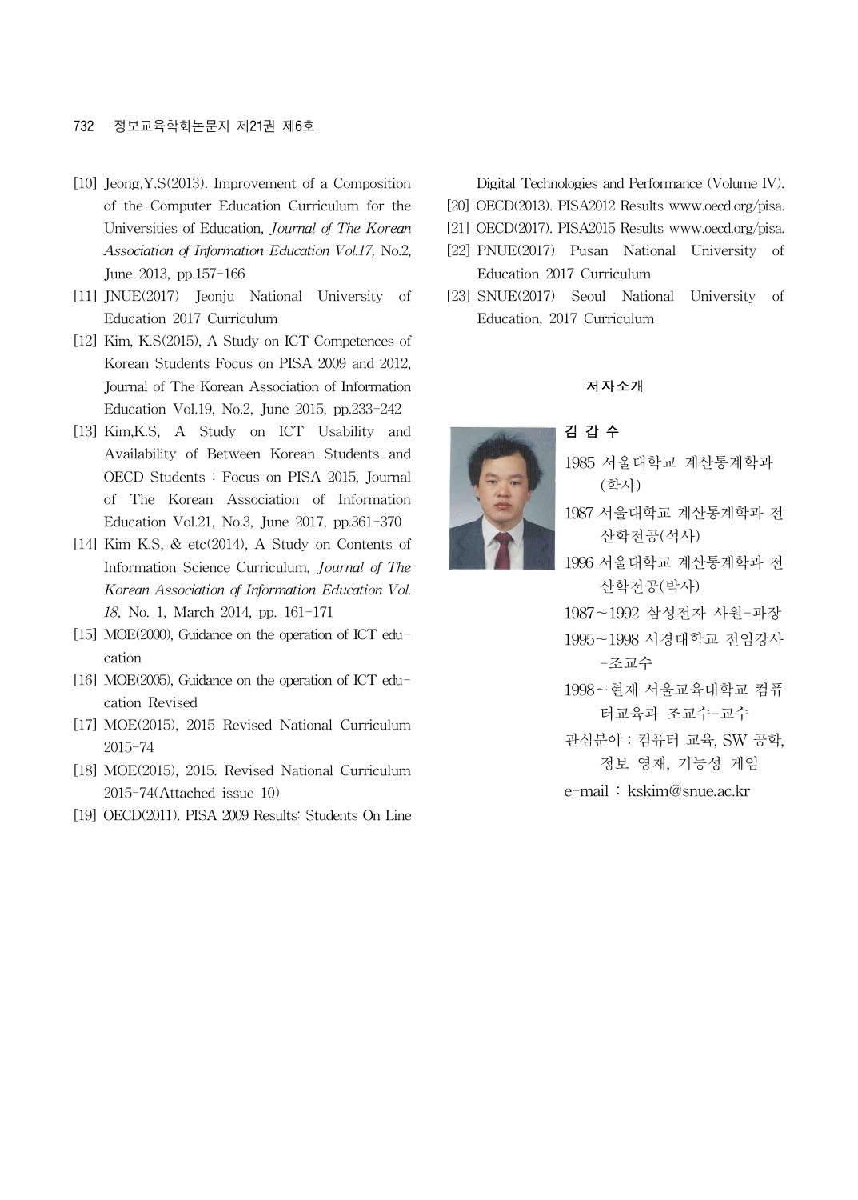[10] Jeong,Y.S(2013). Improvement of a Composition of the Computer Education Curriculum for the Universities of Education, *Journal of The Korean Association of Information Education Vol.17,* No.2, June 2013, pp.157-166

[11] JNUE(2017) Jeonju National University of Education 2017 Curriculum

[12] Kim, K.S(2015), A Study on ICT Competences of Korean Students Focus on PISA 2009 and 2012, Journal of The Korean Association of Information Education Vol.19, No.2, June 2015, pp.233-242

[13] Kim,K.S, A Study on ICT Usability and Availability of Between Korean Students and OECD Students : Focus on PISA 2015, Journal of The Korean Association of Information Education Vol.21, No.3, June 2017, pp.361-370

[14] Kim K.S, & etc(2014), A Study on Contents of Information Science Curriculum, *Journal of The Korean Association of Information Education Vol. 18,* No. 1, March 2014, pp. 161-171

[15] MOE(2000), Guidance on the operation of ICT education

[16] MOE(2005), Guidance on the operation of ICT education Revised

[17] MOE(2015), 2015 Revised National Curriculum 2015-74

[18] MOE(2015), 2015. Revised National Curriculum 2015-74(Attached issue 10)

[19] OECD(2011). PISA 2009 Results: Students On Line Digital Technologies and Performance (Volume IV).

[20] OECD(2013). PISA2012 Results www.oecd.org/pisa.

[21] OECD(2017). PISA2015 Results www.oecd.org/pisa.

[22] PNUE(2017) Pusan National University of Education 2017 Curriculum

[23] SNUE(2017) Seoul National University of Education, 2017 Curriculum

## 저자소개

**김 갑 수**

1985 서울대학교 계산통계학과(학사)

1987 서울대학교 계산통계학과 전산학전공(석사)

1996 서울대학교 계산통계학과 전산학전공(박사)

1987~1992 삼성전자 사원-과장

1995~1998 서경대학교 전임강사-조교수

1998~현재 서울교육대학교 컴퓨터교육과 조교수-교수

관심분야 : 컴퓨터 교육, SW 공학, 정보 영재, 기능성 게임

e-mail : kskim@snue.ac.kr